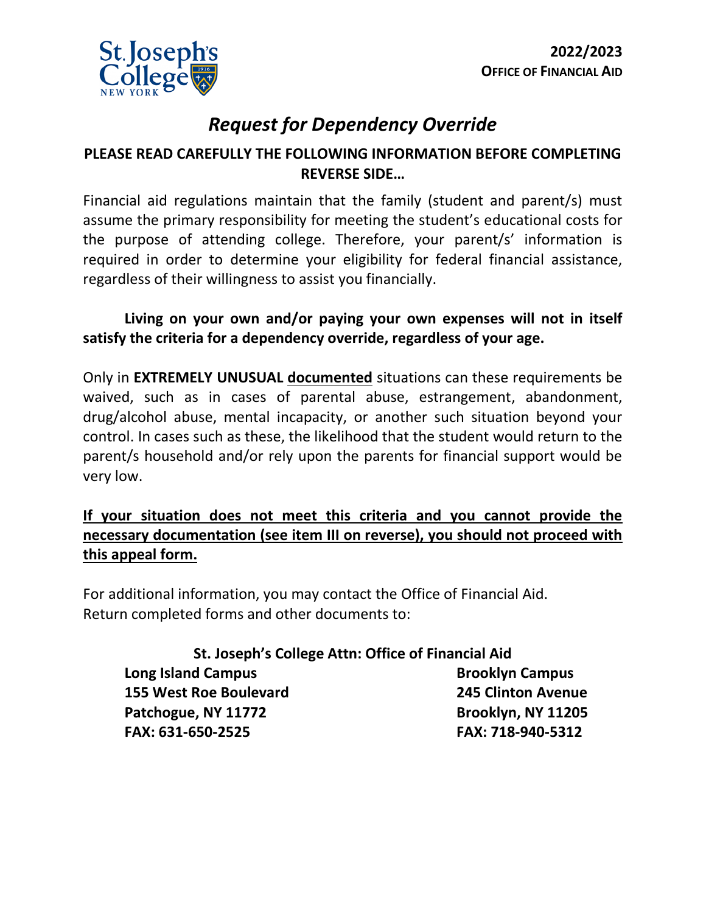St. Joseph's College NEW YORK

**2022/2023**
**OFFICE OF FINANCIAL AID**

# *Request for Dependency Override*

**PLEASE READ CAREFULLY THE FOLLOWING INFORMATION BEFORE COMPLETING REVERSE SIDE…**

Financial aid regulations maintain that the family (student and parent/s) must assume the primary responsibility for meeting the student's educational costs for the purpose of attending college. Therefore, your parent/s' information is required in order to determine your eligibility for federal financial assistance, regardless of their willingness to assist you financially.

**Living on your own and/or paying your own expenses will not in itself satisfy the criteria for a dependency override, regardless of your age.**

Only in **EXTREMELY UNUSUAL** <u>**documented**</u> situations can these requirements be waived, such as in cases of parental abuse, estrangement, abandonment, drug/alcohol abuse, mental incapacity, or another such situation beyond your control. In cases such as these, the likelihood that the student would return to the parent/s household and/or rely upon the parents for financial support would be very low.

<u>**If your situation does not meet this criteria and you cannot provide the necessary documentation (see item III on reverse), you should not proceed with this appeal form.**</u>

For additional information, you may contact the Office of Financial Aid.
Return completed forms and other documents to:

**St. Joseph's College Attn: Office of Financial Aid**

**Long Island Campus**
**155 West Roe Boulevard**
**Patchogue, NY 11772**
**FAX: 631-650-2525**

**Brooklyn Campus**
**245 Clinton Avenue**
**Brooklyn, NY 11205**
**FAX: 718-940-5312**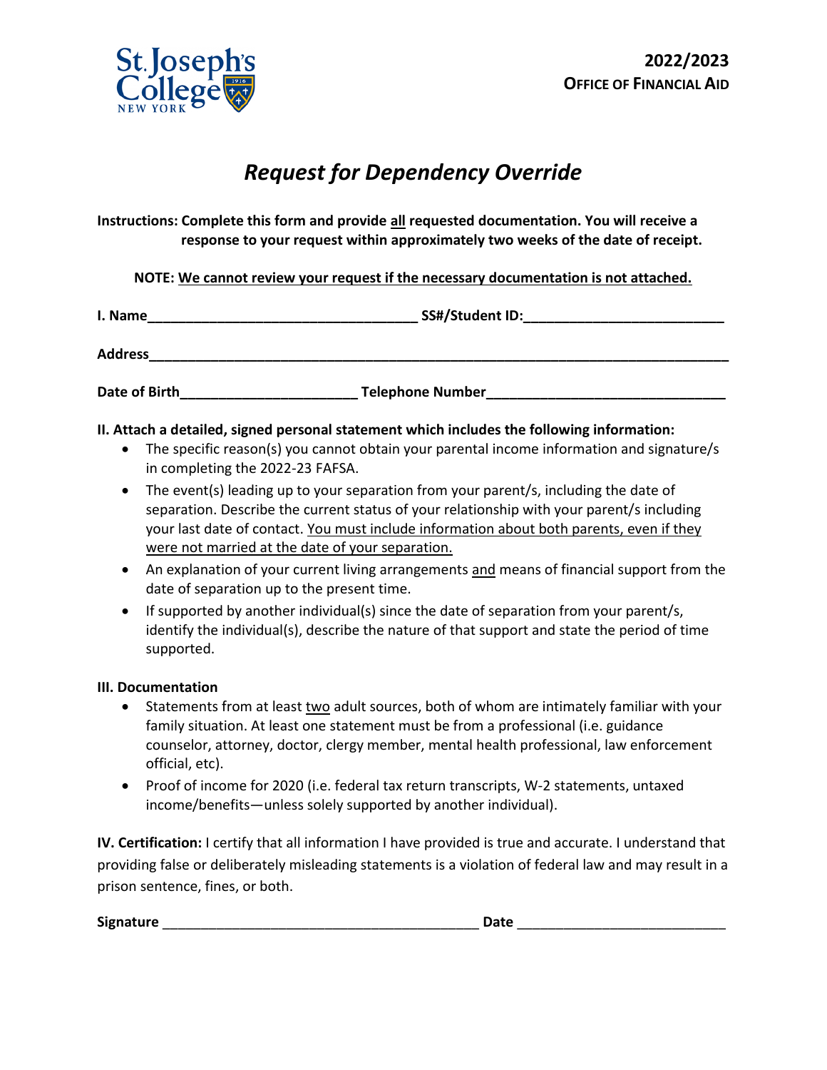**2022/2023**
**OFFICE OF FINANCIAL AID**

# *Request for Dependency Override*

**Instructions: Complete this form and provide <u>all</u> requested documentation. You will receive a response to your request within approximately two weeks of the date of receipt.**

**NOTE: <u>We cannot review your request if the necessary documentation is not attached.</u>**

**I. Name**___________________________________ **SS#/Student ID:**__________________________

**Address**_____________________________________________________________________________

**Date of Birth**______________________ **Telephone Number**______________________________

**II. Attach a detailed, signed personal statement which includes the following information:**

- The specific reason(s) you cannot obtain your parental income information and signature/s in completing the 2022-23 FAFSA.
- The event(s) leading up to your separation from your parent/s, including the date of separation. Describe the current status of your relationship with your parent/s including your last date of contact. <u>You must include information about both parents, even if they were not married at the date of your separation.</u>
- An explanation of your current living arrangements <u>and</u> means of financial support from the date of separation up to the present time.
- If supported by another individual(s) since the date of separation from your parent/s, identify the individual(s), describe the nature of that support and state the period of time supported.

**III. Documentation**

- Statements from at least <u>two</u> adult sources, both of whom are intimately familiar with your family situation. At least one statement must be from a professional (i.e. guidance counselor, attorney, doctor, clergy member, mental health professional, law enforcement official, etc).
- Proof of income for 2020 (i.e. federal tax return transcripts, W-2 statements, untaxed income/benefits—unless solely supported by another individual).

**IV. Certification:** I certify that all information I have provided is true and accurate. I understand that providing false or deliberately misleading statements is a violation of federal law and may result in a prison sentence, fines, or both.

**Signature** ________________________________________ **Date** __________________________